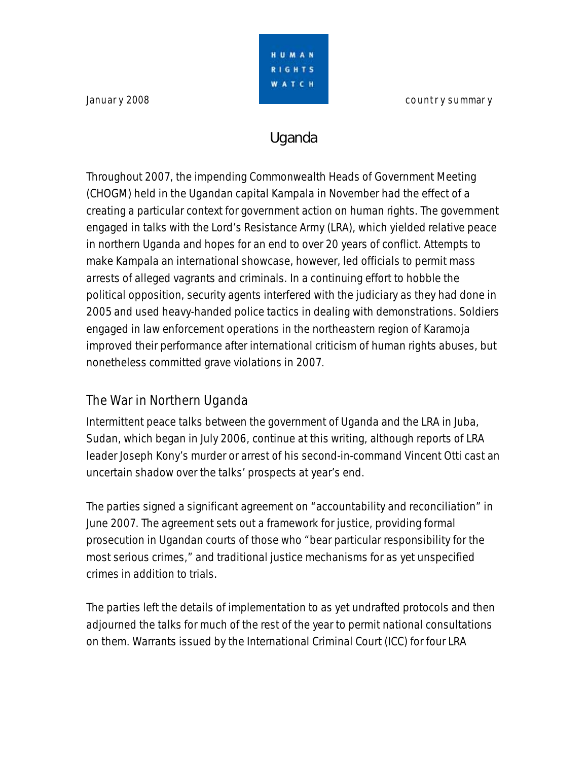January 2008 country summary

# Uganda

Throughout 2007, the impending Commonwealth Heads of Government Meeting (CHOGM) held in the Ugandan capital Kampala in November had the effect of a creating a particular context for government action on human rights. The government engaged in talks with the Lord's Resistance Army (LRA), which yielded relative peace in northern Uganda and hopes for an end to over 20 years of conflict. Attempts to make Kampala an international showcase, however, led officials to permit mass arrests of alleged vagrants and criminals. In a continuing effort to hobble the political opposition, security agents interfered with the judiciary as they had done in 2005 and used heavy-handed police tactics in dealing with demonstrations. Soldiers engaged in law enforcement operations in the northeastern region of Karamoja improved their performance after international criticism of human rights abuses, but nonetheless committed grave violations in 2007.

## The War in Northern Uganda

Intermittent peace talks between the government of Uganda and the LRA in Juba, Sudan, which began in July 2006, continue at this writing, although reports of LRA leader Joseph Kony's murder or arrest of his second-in-command Vincent Otti cast an uncertain shadow over the talks' prospects at year's end.

The parties signed a significant agreement on "accountability and reconciliation" in June 2007. The agreement sets out a framework for justice, providing formal prosecution in Ugandan courts of those who "bear particular responsibility for the most serious crimes," and traditional justice mechanisms for as yet unspecified crimes in addition to trials.

The parties left the details of implementation to as yet undrafted protocols and then adjourned the talks for much of the rest of the year to permit national consultations on them. Warrants issued by the International Criminal Court (ICC) for four LRA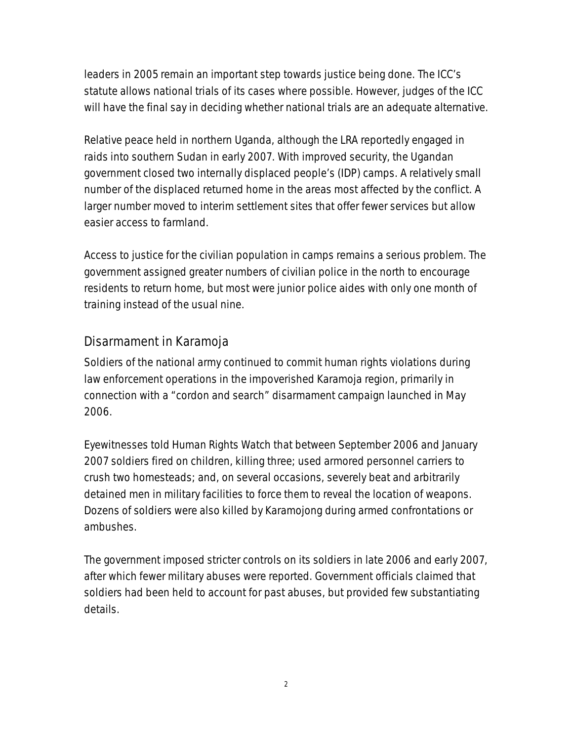leaders in 2005 remain an important step towards justice being done. The ICC's statute allows national trials of its cases where possible. However, judges of the ICC will have the final say in deciding whether national trials are an adequate alternative.

Relative peace held in northern Uganda, although the LRA reportedly engaged in raids into southern Sudan in early 2007. With improved security, the Ugandan government closed two internally displaced people's (IDP) camps. A relatively small number of the displaced returned home in the areas most affected by the conflict. A larger number moved to interim settlement sites that offer fewer services but allow easier access to farmland.

Access to justice for the civilian population in camps remains a serious problem. The government assigned greater numbers of civilian police in the north to encourage residents to return home, but most were junior police aides with only one month of training instead of the usual nine.

## Disarmament in Karamoja

Soldiers of the national army continued to commit human rights violations during law enforcement operations in the impoverished Karamoja region, primarily in connection with a "cordon and search" disarmament campaign launched in May 2006.

Eyewitnesses told Human Rights Watch that between September 2006 and January 2007 soldiers fired on children, killing three; used armored personnel carriers to crush two homesteads; and, on several occasions, severely beat and arbitrarily detained men in military facilities to force them to reveal the location of weapons. Dozens of soldiers were also killed by Karamojong during armed confrontations or ambushes.

The government imposed stricter controls on its soldiers in late 2006 and early 2007, after which fewer military abuses were reported. Government officials claimed that soldiers had been held to account for past abuses, but provided few substantiating details.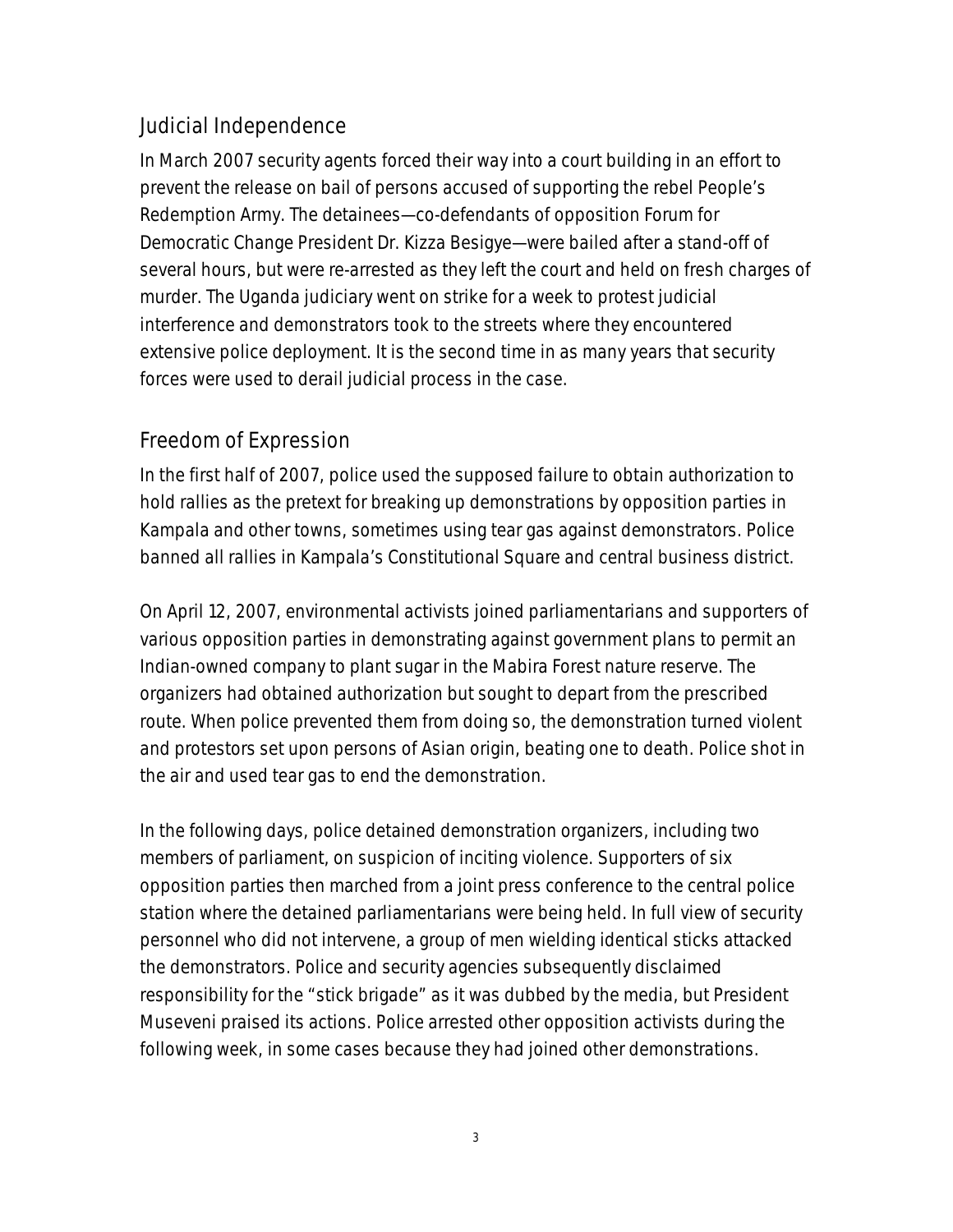## Judicial Independence

In March 2007 security agents forced their way into a court building in an effort to prevent the release on bail of persons accused of supporting the rebel People's Redemption Army. The detainees—co-defendants of opposition Forum for Democratic Change President Dr. Kizza Besigye—were bailed after a stand-off of several hours, but were re-arrested as they left the court and held on fresh charges of murder. The Uganda judiciary went on strike for a week to protest judicial interference and demonstrators took to the streets where they encountered extensive police deployment. It is the second time in as many years that security forces were used to derail judicial process in the case.

## Freedom of Expression

In the first half of 2007, police used the supposed failure to obtain authorization to hold rallies as the pretext for breaking up demonstrations by opposition parties in Kampala and other towns, sometimes using tear gas against demonstrators. Police banned all rallies in Kampala's Constitutional Square and central business district.

On April 12, 2007, environmental activists joined parliamentarians and supporters of various opposition parties in demonstrating against government plans to permit an Indian-owned company to plant sugar in the Mabira Forest nature reserve. The organizers had obtained authorization but sought to depart from the prescribed route. When police prevented them from doing so, the demonstration turned violent and protestors set upon persons of Asian origin, beating one to death. Police shot in the air and used tear gas to end the demonstration.

In the following days, police detained demonstration organizers, including two members of parliament, on suspicion of inciting violence. Supporters of six opposition parties then marched from a joint press conference to the central police station where the detained parliamentarians were being held. In full view of security personnel who did not intervene, a group of men wielding identical sticks attacked the demonstrators. Police and security agencies subsequently disclaimed responsibility for the "stick brigade" as it was dubbed by the media, but President Museveni praised its actions. Police arrested other opposition activists during the following week, in some cases because they had joined other demonstrations.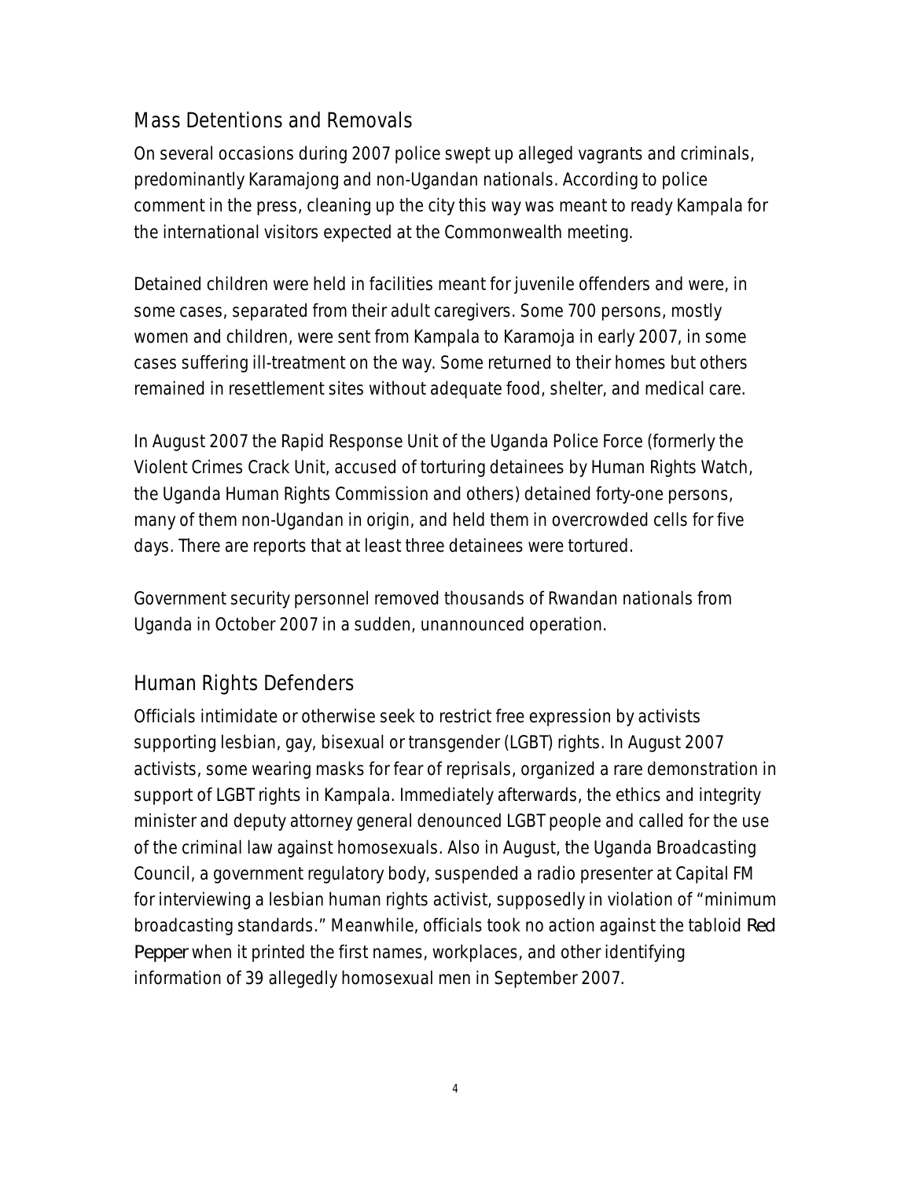## Mass Detentions and Removals

On several occasions during 2007 police swept up alleged vagrants and criminals, predominantly Karamajong and non-Ugandan nationals. According to police comment in the press, cleaning up the city this way was meant to ready Kampala for the international visitors expected at the Commonwealth meeting.

Detained children were held in facilities meant for juvenile offenders and were, in some cases, separated from their adult caregivers. Some 700 persons, mostly women and children, were sent from Kampala to Karamoja in early 2007, in some cases suffering ill-treatment on the way. Some returned to their homes but others remained in resettlement sites without adequate food, shelter, and medical care.

In August 2007 the Rapid Response Unit of the Uganda Police Force (formerly the Violent Crimes Crack Unit, accused of torturing detainees by Human Rights Watch, the Uganda Human Rights Commission and others) detained forty-one persons, many of them non-Ugandan in origin, and held them in overcrowded cells for five days. There are reports that at least three detainees were tortured.

Government security personnel removed thousands of Rwandan nationals from Uganda in October 2007 in a sudden, unannounced operation.

## Human Rights Defenders

Officials intimidate or otherwise seek to restrict free expression by activists supporting lesbian, gay, bisexual or transgender (LGBT) rights. In August 2007 activists, some wearing masks for fear of reprisals, organized a rare demonstration in support of LGBT rights in Kampala. Immediately afterwards, the ethics and integrity minister and deputy attorney general denounced LGBT people and called for the use of the criminal law against homosexuals. Also in August, the Uganda Broadcasting Council, a government regulatory body, suspended a radio presenter at Capital FM for interviewing a lesbian human rights activist, supposedly in violation of "minimum broadcasting standards." Meanwhile, officials took no action against the tabloid *Red Pepper* when it printed the first names, workplaces, and other identifying information of 39 allegedly homosexual men in September 2007.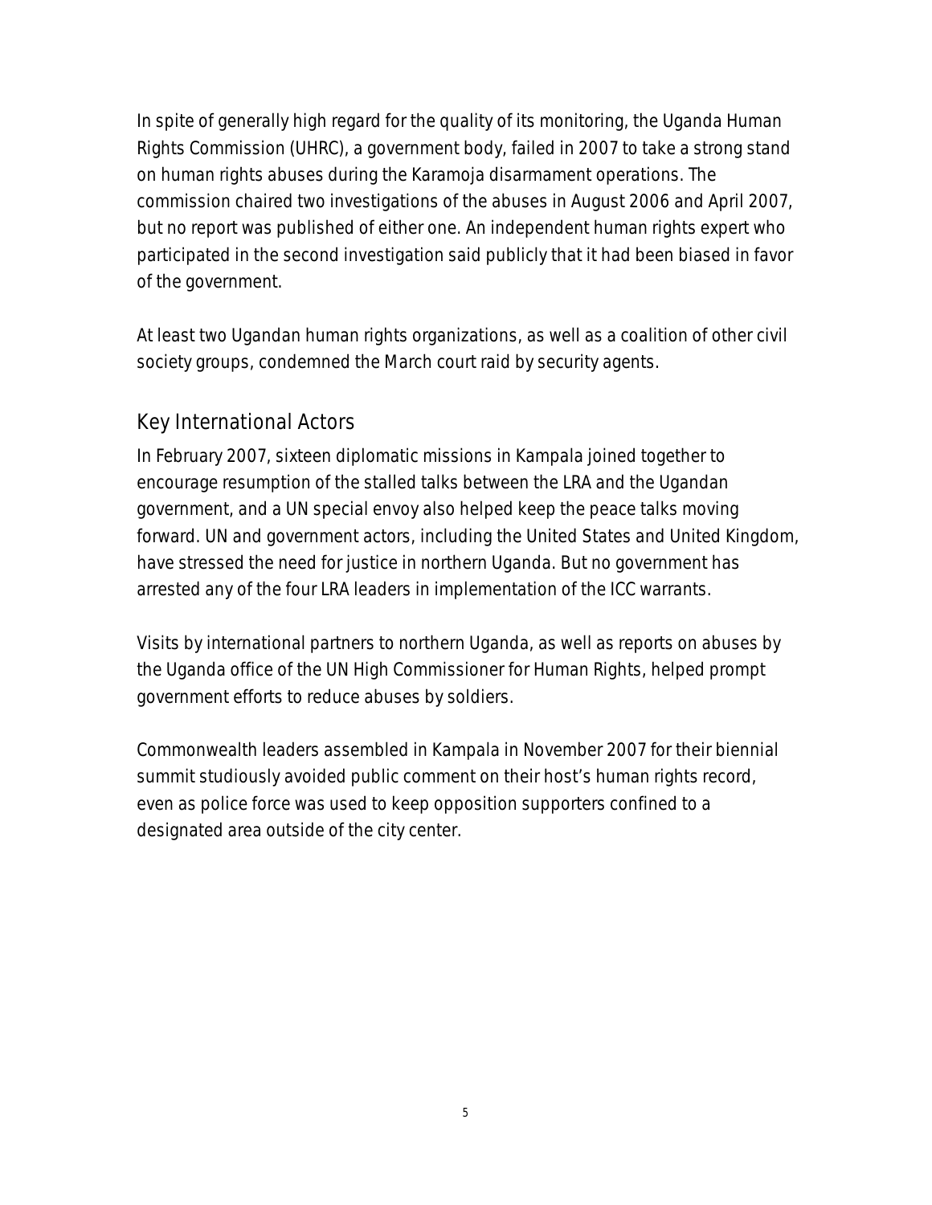In spite of generally high regard for the quality of its monitoring, the Uganda Human Rights Commission (UHRC), a government body, failed in 2007 to take a strong stand on human rights abuses during the Karamoja disarmament operations. The commission chaired two investigations of the abuses in August 2006 and April 2007, but no report was published of either one. An independent human rights expert who participated in the second investigation said publicly that it had been biased in favor of the government.

At least two Ugandan human rights organizations, as well as a coalition of other civil society groups, condemned the March court raid by security agents.

## Key International Actors

In February 2007, sixteen diplomatic missions in Kampala joined together to encourage resumption of the stalled talks between the LRA and the Ugandan government, and a UN special envoy also helped keep the peace talks moving forward. UN and government actors, including the United States and United Kingdom, have stressed the need for justice in northern Uganda. But no government has arrested any of the four LRA leaders in implementation of the ICC warrants.

Visits by international partners to northern Uganda, as well as reports on abuses by the Uganda office of the UN High Commissioner for Human Rights, helped prompt government efforts to reduce abuses by soldiers.

Commonwealth leaders assembled in Kampala in November 2007 for their biennial summit studiously avoided public comment on their host's human rights record, even as police force was used to keep opposition supporters confined to a designated area outside of the city center.